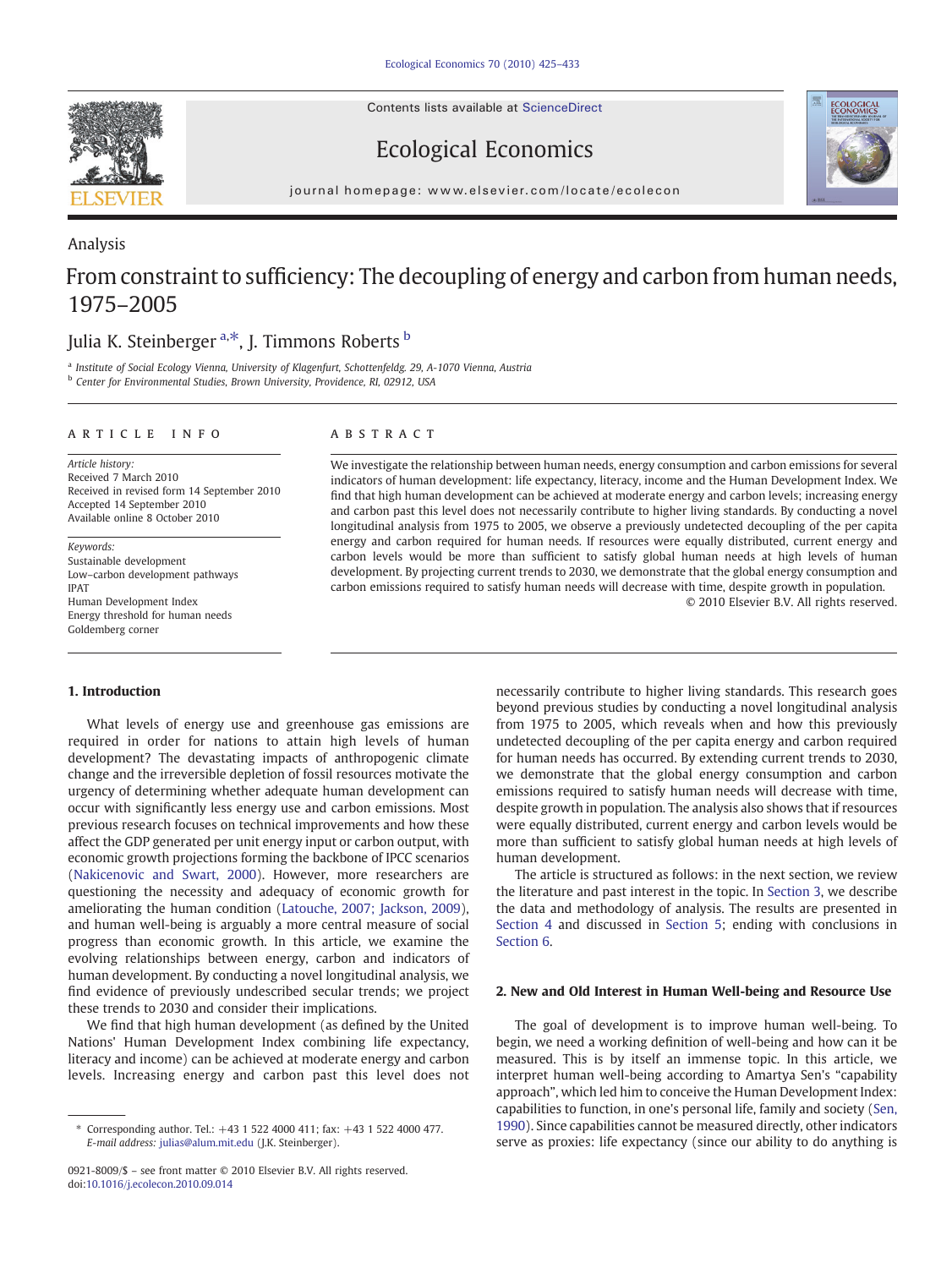Contents lists available at ScienceDirect

# Ecological Economics

journal homepage: www.elsevier.com/locate/ecolecon

Analysis

# From constraint to sufficiency: The decoupling of energy and carbon from human needs, 1975–2005

Julia K. Steinberger [a,*], J. Timmons Roberts [b]

[a] Institute of Social Ecology Vienna, University of Klagenfurt, Schottenfeldg. 29, A-1070 Vienna, Austria
[b] Center for Environmental Studies, Brown University, Providence, RI, 02912, USA

**ARTICLE INFO**

*Article history:*
Received 7 March 2010
Received in revised form 14 September 2010
Accepted 14 September 2010
Available online 8 October 2010

*Keywords:*
Sustainable development
Low-carbon development pathways
IPAT
Human Development Index
Energy threshold for human needs
Goldemberg corner

**ABSTRACT**

We investigate the relationship between human needs, energy consumption and carbon emissions for several indicators of human development: life expectancy, literacy, income and the Human Development Index. We find that high human development can be achieved at moderate energy and carbon levels; increasing energy and carbon past this level does not necessarily contribute to higher living standards. By conducting a novel longitudinal analysis from 1975 to 2005, we observe a previously undetected decoupling of the per capita energy and carbon required for human needs. If resources were equally distributed, current energy and carbon levels would be more than sufficient to satisfy global human needs at high levels of human development. By projecting current trends to 2030, we demonstrate that the global energy consumption and carbon emissions required to satisfy human needs will decrease with time, despite growth in population.

© 2010 Elsevier B.V. All rights reserved.

## 1. Introduction

What levels of energy use and greenhouse gas emissions are required in order for nations to attain high levels of human development? The devastating impacts of anthropogenic climate change and the irreversible depletion of fossil resources motivate the urgency of determining whether adequate human development can occur with significantly less energy use and carbon emissions. Most previous research focuses on technical improvements and how these affect the GDP generated per unit energy input or carbon output, with economic growth projections forming the backbone of IPCC scenarios (Nakicenovic and Swart, 2000). However, more researchers are questioning the necessity and adequacy of economic growth for ameliorating the human condition (Latouche, 2007; Jackson, 2009), and human well-being is arguably a more central measure of social progress than economic growth. In this article, we examine the evolving relationships between energy, carbon and indicators of human development. By conducting a novel longitudinal analysis, we find evidence of previously undescribed secular trends; we project these trends to 2030 and consider their implications.

We find that high human development (as defined by the United Nations' Human Development Index combining life expectancy, literacy and income) can be achieved at moderate energy and carbon levels. Increasing energy and carbon past this level does not necessarily contribute to higher living standards. This research goes beyond previous studies by conducting a novel longitudinal analysis from 1975 to 2005, which reveals when and how this previously undetected decoupling of the per capita energy and carbon required for human needs has occurred. By extending current trends to 2030, we demonstrate that the global energy consumption and carbon emissions required to satisfy human needs will decrease with time, despite growth in population. The analysis also shows that if resources were equally distributed, current energy and carbon levels would be more than sufficient to satisfy global human needs at high levels of human development.

The article is structured as follows: in the next section, we review the literature and past interest in the topic. In Section 3, we describe the data and methodology of analysis. The results are presented in Section 4 and discussed in Section 5; ending with conclusions in Section 6.

## 2. New and Old Interest in Human Well-being and Resource Use

The goal of development is to improve human well-being. To begin, we need a working definition of well-being and how can it be measured. This is by itself an immense topic. In this article, we interpret human well-being according to Amartya Sen's "capability approach", which led him to conceive the Human Development Index: capabilities to function, in one's personal life, family and society (Sen, 1990). Since capabilities cannot be measured directly, other indicators serve as proxies: life expectancy (since our ability to do anything is

\* Corresponding author. Tel.: +43 1 522 4000 411; fax: +43 1 522 4000 477.
*E-mail address:* julias@alum.mit.edu (J.K. Steinberger).

0921-8009/$ – see front matter © 2010 Elsevier B.V. All rights reserved.
doi:10.1016/j.ecolecon.2010.09.014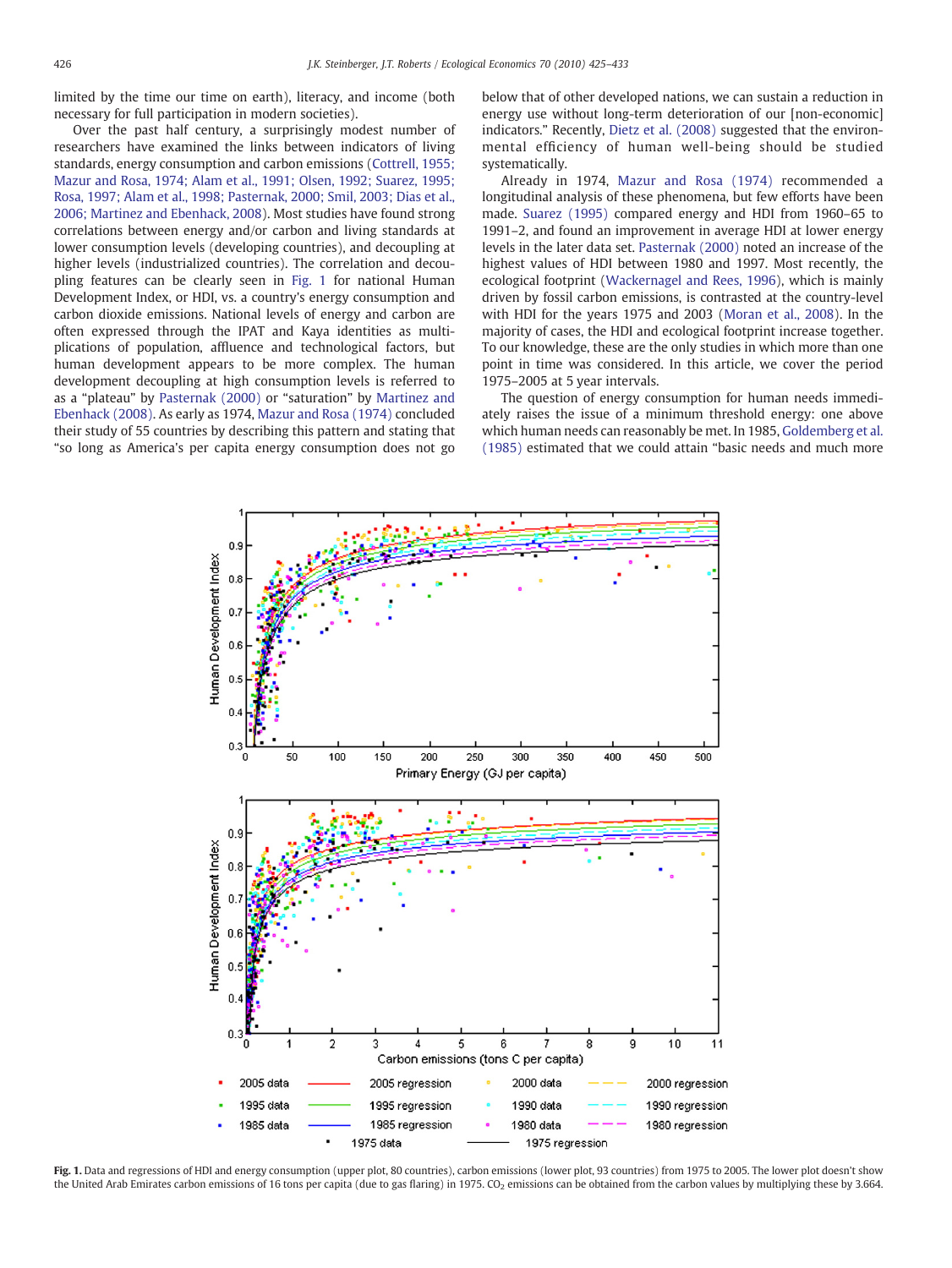limited by the time our time on earth), literacy, and income (both necessary for full participation in modern societies).

Over the past half century, a surprisingly modest number of researchers have examined the links between indicators of living standards, energy consumption and carbon emissions (Cottrell, 1955; Mazur and Rosa, 1974; Alam et al., 1991; Olsen, 1992; Suarez, 1995; Rosa, 1997; Alam et al., 1998; Pasternak, 2000; Smil, 2003; Dias et al., 2006; Martinez and Ebenhack, 2008). Most studies have found strong correlations between energy and/or carbon and living standards at lower consumption levels (developing countries), and decoupling at higher levels (industrialized countries). The correlation and decoupling features can be clearly seen in Fig. 1 for national Human Development Index, or HDI, vs. a country's energy consumption and carbon dioxide emissions. National levels of energy and carbon are often expressed through the IPAT and Kaya identities as multiplications of population, affluence and technological factors, but human development appears to be more complex. The human development decoupling at high consumption levels is referred to as a "plateau" by Pasternak (2000) or "saturation" by Martinez and Ebenhack (2008). As early as 1974, Mazur and Rosa (1974) concluded their study of 55 countries by describing this pattern and stating that "so long as America's per capita energy consumption does not go below that of other developed nations, we can sustain a reduction in energy use without long-term deterioration of our [non-economic] indicators." Recently, Dietz et al. (2008) suggested that the environmental efficiency of human well-being should be studied systematically.

Already in 1974, Mazur and Rosa (1974) recommended a longitudinal analysis of these phenomena, but few efforts have been made. Suarez (1995) compared energy and HDI from 1960–65 to 1991–2, and found an improvement in average HDI at lower energy levels in the later data set. Pasternak (2000) noted an increase of the highest values of HDI between 1980 and 1997. Most recently, the ecological footprint (Wackernagel and Rees, 1996), which is mainly driven by fossil carbon emissions, is contrasted at the country-level with HDI for the years 1975 and 2003 (Moran et al., 2008). In the majority of cases, the HDI and ecological footprint increase together. To our knowledge, these are the only studies in which more than one point in time was considered. In this article, we cover the period 1975–2005 at 5 year intervals.

The question of energy consumption for human needs immediately raises the issue of a minimum threshold energy: one above which human needs can reasonably be met. In 1985, Goldemberg et al. (1985) estimated that we could attain "basic needs and much more

**Fig. 1.** Data and regressions of HDI and energy consumption (upper plot, 80 countries), carbon emissions (lower plot, 93 countries) from 1975 to 2005. The lower plot doesn't show the United Arab Emirates carbon emissions of 16 tons per capita (due to gas flaring) in 1975. $CO_2$ emissions can be obtained from the carbon values by multiplying these by 3.664.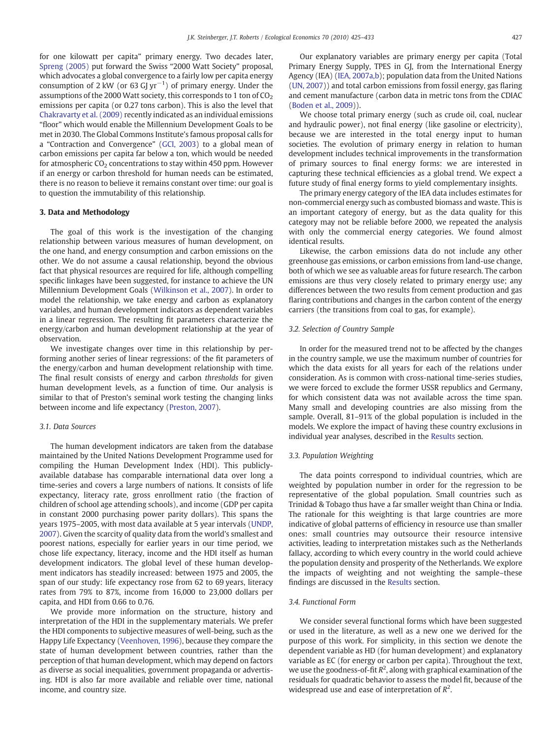for one kilowatt per capita" primary energy. Two decades later, Spreng (2005) put forward the Swiss "2000 Watt Society" proposal, which advocates a global convergence to a fairly low per capita energy consumption of 2 kW (or 63 GJ $yr^{-1}$) of primary energy. Under the assumptions of the 2000 Watt society, this corresponds to 1 ton of $CO_2$ emissions per capita (or 0.27 tons carbon). This is also the level that Chakravarty et al. (2009) recently indicated as an individual emissions "floor" which would enable the Millennium Development Goals to be met in 2030. The Global Commons Institute's famous proposal calls for a "Contraction and Convergence" (GCI, 2003) to a global mean of carbon emissions per capita far below a ton, which would be needed for atmospheric $CO_2$ concentrations to stay within 450 ppm. However if an energy or carbon threshold for human needs can be estimated, there is no reason to believe it remains constant over time: our goal is to question the immutability of this relationship.

## 3. Data and Methodology

The goal of this work is the investigation of the changing relationship between various measures of human development, on the one hand, and energy consumption and carbon emissions on the other. We do not assume a causal relationship, beyond the obvious fact that physical resources are required for life, although compelling specific linkages have been suggested, for instance to achieve the UN Millennium Development Goals (Wilkinson et al., 2007). In order to model the relationship, we take energy and carbon as explanatory variables, and human development indicators as dependent variables in a linear regression. The resulting fit parameters characterize the energy/carbon and human development relationship at the year of observation.

We investigate changes over time in this relationship by performing another series of linear regressions: of the fit parameters of the energy/carbon and human development relationship with time. The final result consists of energy and carbon *thresholds* for given human development levels, as a function of time. Our analysis is similar to that of Preston's seminal work testing the changing links between income and life expectancy (Preston, 2007).

### 3.1. Data Sources

The human development indicators are taken from the database maintained by the United Nations Development Programme used for compiling the Human Development Index (HDI). This publicly-available database has comparable international data over long a time-series and covers a large numbers of nations. It consists of life expectancy, literacy rate, gross enrollment ratio (the fraction of children of school age attending schools), and income (GDP per capita in constant 2000 purchasing power parity dollars). This spans the years 1975–2005, with most data available at 5 year intervals (UNDP, 2007). Given the scarcity of quality data from the world's smallest and poorest nations, especially for earlier years in our time period, we chose life expectancy, literacy, income and the HDI itself as human development indicators. The global level of these human development indicators has steadily increased: between 1975 and 2005, the span of our study: life expectancy rose from 62 to 69 years, literacy rates from 79% to 87%, income from 16,000 to 23,000 dollars per capita, and HDI from 0.66 to 0.76.

We provide more information on the structure, history and interpretation of the HDI in the supplementary materials. We prefer the HDI components to subjective measures of well-being, such as the Happy Life Expectancy (Veenhoven, 1996), because they compare the state of human development between countries, rather than the perception of that human development, which may depend on factors as diverse as social inequalities, government propaganda or advertising. HDI is also far more available and reliable over time, national income, and country size.

Our explanatory variables are primary energy per capita (Total Primary Energy Supply, TPES in GJ, from the International Energy Agency (IEA) (IEA, 2007a,b); population data from the United Nations (UN, 2007)) and total carbon emissions from fossil energy, gas flaring and cement manufacture (carbon data in metric tons from the CDIAC (Boden et al., 2009)).

We choose total primary energy (such as crude oil, coal, nuclear and hydraulic power), not final energy (like gasoline or electricity), because we are interested in the total energy input to human societies. The evolution of primary energy in relation to human development includes technical improvements in the transformation of primary sources to final energy forms: we are interested in capturing these technical efficiencies as a global trend. We expect a future study of final energy forms to yield complementary insights.

The primary energy category of the IEA data includes estimates for non-commercial energy such as combusted biomass and waste. This is an important category of energy, but as the data quality for this category may not be reliable before 2000, we repeated the analysis with only the commercial energy categories. We found almost identical results.

Likewise, the carbon emissions data do not include any other greenhouse gas emissions, or carbon emissions from land-use change, both of which we see as valuable areas for future research. The carbon emissions are thus very closely related to primary energy use; any differences between the two results from cement production and gas flaring contributions and changes in the carbon content of the energy carriers (the transitions from coal to gas, for example).

### 3.2. Selection of Country Sample

In order for the measured trend not to be affected by the changes in the country sample, we use the maximum number of countries for which the data exists for all years for each of the relations under consideration. As is common with cross-national time-series studies, we were forced to exclude the former USSR republics and Germany, for which consistent data was not available across the time span. Many small and developing countries are also missing from the sample. Overall, 81–91% of the global population is included in the models. We explore the impact of having these country exclusions in individual year analyses, described in the Results section.

### 3.3. Population Weighting

The data points correspond to individual countries, which are weighted by population number in order for the regression to be representative of the global population. Small countries such as Trinidad & Tobago thus have a far smaller weight than China or India. The rationale for this weighting is that large countries are more indicative of global patterns of efficiency in resource use than smaller ones: small countries may outsource their resource intensive activities, leading to interpretation mistakes such as the Netherlands fallacy, according to which every country in the world could achieve the population density and prosperity of the Netherlands. We explore the impacts of weighting and not weighting the sample–these findings are discussed in the Results section.

### 3.4. Functional Form

We consider several functional forms which have been suggested or used in the literature, as well as a new one we derived for the purpose of this work. For simplicity, in this section we denote the dependent variable as HD (for human development) and explanatory variable as EC (for energy or carbon per capita). Throughout the text, we use the goodness-of-fit $R^2$, along with graphical examination of the residuals for quadratic behavior to assess the model fit, because of the widespread use and ease of interpretation of $R^2$.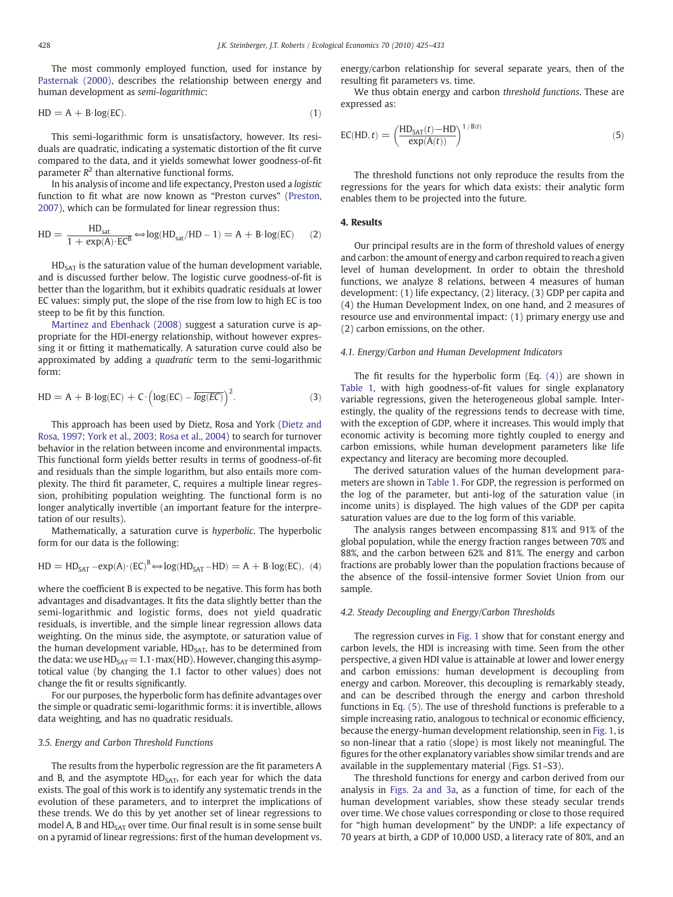The most commonly employed function, used for instance by Pasternak (2000), describes the relationship between energy and human development as *semi-logarithmic*:

$$HD = A + B \cdot \log(EC). \tag{1}$$

This semi-logarithmic form is unsatisfactory, however. Its residuals are quadratic, indicating a systematic distortion of the fit curve compared to the data, and it yields somewhat lower goodness-of-fit parameter $R^2$ than alternative functional forms.

In his analysis of income and life expectancy, Preston used a *logistic* function to fit what are now known as "Preston curves" (Preston, 2007), which can be formulated for linear regression thus:

$$HD = \frac{HD_{sat}}{1 + \exp(A) \cdot EC^{B}} \Leftrightarrow \log(HD_{sat}/HD - 1) = A + B \cdot \log(EC) \tag{2}$$

$HD_{SAT}$ is the saturation value of the human development variable, and is discussed further below. The logistic curve goodness-of-fit is better than the logarithm, but it exhibits quadratic residuals at lower EC values: simply put, the slope of the rise from low to high EC is too steep to be fit by this function.

Martinez and Ebenhack (2008) suggest a saturation curve is appropriate for the HDI-energy relationship, without however expressing it or fitting it mathematically. A saturation curve could also be approximated by adding a *quadratic* term to the semi-logarithmic form:

$$HD = A + B \cdot \log(EC) + C \cdot \left(\log(EC) - \overline{\log(EC)}\right)^{2}. \tag{3}$$

This approach has been used by Dietz, Rosa and York (Dietz and Rosa, 1997; York et al., 2003; Rosa et al., 2004) to search for turnover behavior in the relation between income and environmental impacts. This functional form yields better results in terms of goodness-of-fit and residuals than the simple logarithm, but also entails more complexity. The third fit parameter, C, requires a multiple linear regression, prohibiting population weighting. The functional form is no longer analytically invertible (an important feature for the interpretation of our results).

Mathematically, a saturation curve is *hyperbolic*. The hyperbolic form for our data is the following:

$$HD = HD_{SAT} - \exp(A) \cdot (EC)^{B} \Leftrightarrow \log(HD_{SAT} - HD) = A + B \cdot \log(EC), \tag{4}$$

where the coefficient B is expected to be negative. This form has both advantages and disadvantages. It fits the data slightly better than the semi-logarithmic and logistic forms, does not yield quadratic residuals, is invertible, and the simple linear regression allows data weighting. On the minus side, the asymptote, or saturation value of the human development variable, $HD_{SAT}$, has to be determined from the data: we use $HD_{SAT} = 1.1 \cdot \max(HD)$. However, changing this asymptotical value (by changing the 1.1 factor to other values) does not change the fit or results significantly.

For our purposes, the hyperbolic form has definite advantages over the simple or quadratic semi-logarithmic forms: it is invertible, allows data weighting, and has no quadratic residuals.

### 3.5. Energy and Carbon Threshold Functions

The results from the hyperbolic regression are the fit parameters A and B, and the asymptote $HD_{SAT}$, for each year for which the data exists. The goal of this work is to identify any systematic trends in the evolution of these parameters, and to interpret the implications of these trends. We do this by yet another set of linear regressions to model A, B and $HD_{SAT}$ over time. Our final result is in some sense built on a pyramid of linear regressions: first of the human development vs. energy/carbon relationship for several separate years, then of the resulting fit parameters vs. time.

We thus obtain energy and carbon *threshold functions*. These are expressed as:

$$EC(HD, t) = \left(\frac{HD_{SAT}(t) - HD}{\exp(A(t))}\right)^{1/B(t)} \tag{5}$$

The threshold functions not only reproduce the results from the regressions for the years for which data exists: their analytic form enables them to be projected into the future.

## 4. Results

Our principal results are in the form of threshold values of energy and carbon: the amount of energy and carbon required to reach a given level of human development. In order to obtain the threshold functions, we analyze 8 relations, between 4 measures of human development: (1) life expectancy, (2) literacy, (3) GDP per capita and (4) the Human Development Index, on one hand, and 2 measures of resource use and environmental impact: (1) primary energy use and (2) carbon emissions, on the other.

### 4.1. Energy/Carbon and Human Development Indicators

The fit results for the hyperbolic form (Eq. (4)) are shown in Table 1, with high goodness-of-fit values for single explanatory variable regressions, given the heterogeneous global sample. Interestingly, the quality of the regressions tends to decrease with time, with the exception of GDP, where it increases. This would imply that economic activity is becoming more tightly coupled to energy and carbon emissions, while human development parameters like life expectancy and literacy are becoming more decoupled.

The derived saturation values of the human development parameters are shown in Table 1. For GDP, the regression is performed on the log of the parameter, but anti-log of the saturation value (in income units) is displayed. The high values of the GDP per capita saturation values are due to the log form of this variable.

The analysis ranges between encompassing 81% and 91% of the global population, while the energy fraction ranges between 70% and 88%, and the carbon between 62% and 81%. The energy and carbon fractions are probably lower than the population fractions because of the absence of the fossil-intensive former Soviet Union from our sample.

### 4.2. Steady Decoupling and Energy/Carbon Thresholds

The regression curves in Fig. 1 show that for constant energy and carbon levels, the HDI is increasing with time. Seen from the other perspective, a given HDI value is attainable at lower and lower energy and carbon emissions: human development is decoupling from energy and carbon. Moreover, this decoupling is remarkably steady, and can be described through the energy and carbon threshold functions in Eq. (5). The use of threshold functions is preferable to a simple increasing ratio, analogous to technical or economic efficiency, because the energy-human development relationship, seen in Fig. 1, is so non-linear that a ratio (slope) is most likely not meaningful. The figures for the other explanatory variables show similar trends and are available in the supplementary material (Figs. S1–S3).

The threshold functions for energy and carbon derived from our analysis in Figs. 2a and 3a, as a function of time, for each of the human development variables, show these steady secular trends over time. We chose values corresponding or close to those required for "high human development" by the UNDP: a life expectancy of 70 years at birth, a GDP of 10,000 USD, a literacy rate of 80%, and an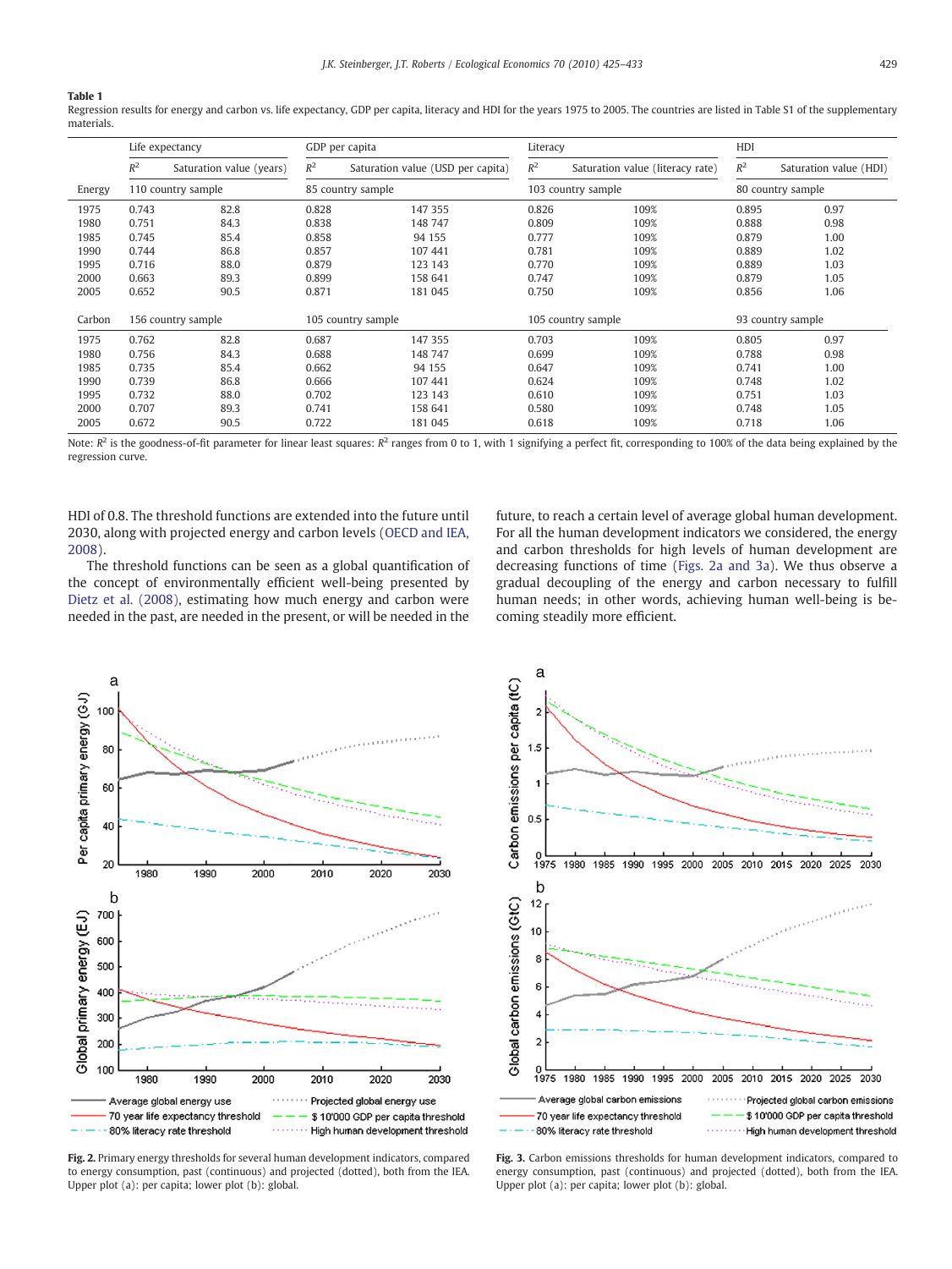**Table 1**
Regression results for energy and carbon vs. life expectancy, GDP per capita, literacy and HDI for the years 1975 to 2005. The countries are listed in Table S1 of the supplementary materials.

| | Life expectancy | | GDP per capita | | Literacy | | HDI | |
|---|---|---|---|---|---|---|---|---|
| | $R^2$ | Saturation value (years) | $R^2$ | Saturation value (USD per capita) | $R^2$ | Saturation value (literacy rate) | $R^2$ | Saturation value (HDI) |
| Energy | 110 country sample | | 85 country sample | | 103 country sample | | 80 country sample | |
| 1975 | 0.743 | 82.8 | 0.828 | 147 355 | 0.826 | 109% | 0.895 | 0.97 |
| 1980 | 0.751 | 84.3 | 0.838 | 148 747 | 0.809 | 109% | 0.888 | 0.98 |
| 1985 | 0.745 | 85.4 | 0.858 | 94 155 | 0.777 | 109% | 0.879 | 1.00 |
| 1990 | 0.744 | 86.8 | 0.857 | 107 441 | 0.781 | 109% | 0.889 | 1.02 |
| 1995 | 0.716 | 88.0 | 0.879 | 123 143 | 0.770 | 109% | 0.889 | 1.03 |
| 2000 | 0.663 | 89.3 | 0.899 | 158 641 | 0.747 | 109% | 0.879 | 1.05 |
| 2005 | 0.652 | 90.5 | 0.871 | 181 045 | 0.750 | 109% | 0.856 | 1.06 |
| Carbon | 156 country sample | | 105 country sample | | 105 country sample | | 93 country sample | |
| 1975 | 0.762 | 82.8 | 0.687 | 147 355 | 0.703 | 109% | 0.805 | 0.97 |
| 1980 | 0.756 | 84.3 | 0.688 | 148 747 | 0.699 | 109% | 0.788 | 0.98 |
| 1985 | 0.735 | 85.4 | 0.662 | 94 155 | 0.647 | 109% | 0.741 | 1.00 |
| 1990 | 0.739 | 86.8 | 0.666 | 107 441 | 0.624 | 109% | 0.748 | 1.02 |
| 1995 | 0.732 | 88.0 | 0.702 | 123 143 | 0.610 | 109% | 0.751 | 1.03 |
| 2000 | 0.707 | 89.3 | 0.741 | 158 641 | 0.580 | 109% | 0.748 | 1.05 |
| 2005 | 0.672 | 90.5 | 0.722 | 181 045 | 0.618 | 109% | 0.718 | 1.06 |

Note: $R^2$ is the goodness-of-fit parameter for linear least squares: $R^2$ ranges from 0 to 1, with 1 signifying a perfect fit, corresponding to 100% of the data being explained by the regression curve.

HDI of 0.8. The threshold functions are extended into the future until 2030, along with projected energy and carbon levels (OECD and IEA, 2008).

The threshold functions can be seen as a global quantification of the concept of environmentally efficient well-being presented by Dietz et al. (2008), estimating how much energy and carbon were needed in the past, are needed in the present, or will be needed in the future, to reach a certain level of average global human development. For all the human development indicators we considered, the energy and carbon thresholds for high levels of human development are decreasing functions of time (Figs. 2a and 3a). We thus observe a gradual decoupling of the energy and carbon necessary to fulfill human needs; in other words, achieving human well-being is becoming steadily more efficient.

**Fig. 2.** Primary energy thresholds for several human development indicators, compared to energy consumption, past (continuous) and projected (dotted), both from the IEA. Upper plot (a): per capita; lower plot (b): global.

**Fig. 3.** Carbon emissions thresholds for human development indicators, compared to energy consumption, past (continuous) and projected (dotted), both from the IEA. Upper plot (a): per capita; lower plot (b): global.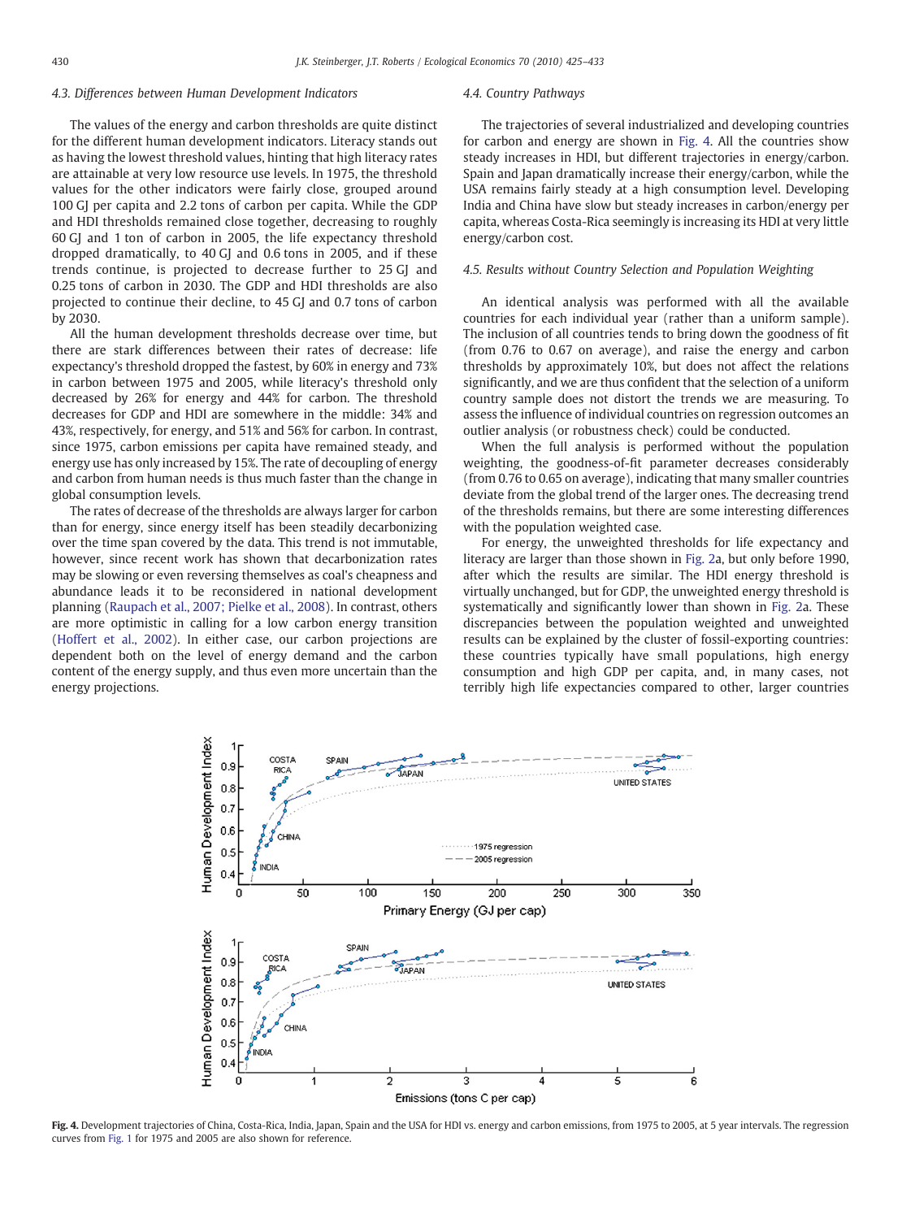### 4.3. Differences between Human Development Indicators

The values of the energy and carbon thresholds are quite distinct for the different human development indicators. Literacy stands out as having the lowest threshold values, hinting that high literacy rates are attainable at very low resource use levels. In 1975, the threshold values for the other indicators were fairly close, grouped around 100 GJ per capita and 2.2 tons of carbon per capita. While the GDP and HDI thresholds remained close together, decreasing to roughly 60 GJ and 1 ton of carbon in 2005, the life expectancy threshold dropped dramatically, to 40 GJ and 0.6 tons in 2005, and if these trends continue, is projected to decrease further to 25 GJ and 0.25 tons of carbon in 2030. The GDP and HDI thresholds are also projected to continue their decline, to 45 GJ and 0.7 tons of carbon by 2030.

All the human development thresholds decrease over time, but there are stark differences between their rates of decrease: life expectancy's threshold dropped the fastest, by 60% in energy and 73% in carbon between 1975 and 2005, while literacy's threshold only decreased by 26% for energy and 44% for carbon. The threshold decreases for GDP and HDI are somewhere in the middle: 34% and 43%, respectively, for energy, and 51% and 56% for carbon. In contrast, since 1975, carbon emissions per capita have remained steady, and energy use has only increased by 15%. The rate of decoupling of energy and carbon from human needs is thus much faster than the change in global consumption levels.

The rates of decrease of the thresholds are always larger for carbon than for energy, since energy itself has been steadily decarbonizing over the time span covered by the data. This trend is not immutable, however, since recent work has shown that decarbonization rates may be slowing or even reversing themselves as coal's cheapness and abundance leads it to be reconsidered in national development planning (Raupach et al., 2007; Pielke et al., 2008). In contrast, others are more optimistic in calling for a low carbon energy transition (Hoffert et al., 2002). In either case, our carbon projections are dependent both on the level of energy demand and the carbon content of the energy supply, and thus even more uncertain than the energy projections.

### 4.4. Country Pathways

The trajectories of several industrialized and developing countries for carbon and energy are shown in Fig. 4. All the countries show steady increases in HDI, but different trajectories in energy/carbon. Spain and Japan dramatically increase their energy/carbon, while the USA remains fairly steady at a high consumption level. Developing India and China have slow but steady increases in carbon/energy per capita, whereas Costa-Rica seemingly is increasing its HDI at very little energy/carbon cost.

### 4.5. Results without Country Selection and Population Weighting

An identical analysis was performed with all the available countries for each individual year (rather than a uniform sample). The inclusion of all countries tends to bring down the goodness of fit (from 0.76 to 0.67 on average), and raise the energy and carbon thresholds by approximately 10%, but does not affect the relations significantly, and we are thus confident that the selection of a uniform country sample does not distort the trends we are measuring. To assess the influence of individual countries on regression outcomes an outlier analysis (or robustness check) could be conducted.

When the full analysis is performed without the population weighting, the goodness-of-fit parameter decreases considerably (from 0.76 to 0.65 on average), indicating that many smaller countries deviate from the global trend of the larger ones. The decreasing trend of the thresholds remains, but there are some interesting differences with the population weighted case.

For energy, the unweighted thresholds for life expectancy and literacy are larger than those shown in Fig. 2a, but only before 1990, after which the results are similar. The HDI energy threshold is virtually unchanged, but for GDP, the unweighted energy threshold is systematically and significantly lower than shown in Fig. 2a. These discrepancies between the population weighted and unweighted results can be explained by the cluster of fossil-exporting countries: these countries typically have small populations, high energy consumption and high GDP per capita, and, in many cases, not terribly high life expectancies compared to other, larger countries

**Fig. 4.** Development trajectories of China, Costa-Rica, India, Japan, Spain and the USA for HDI vs. energy and carbon emissions, from 1975 to 2005, at 5 year intervals. The regression curves from Fig. 1 for 1975 and 2005 are also shown for reference.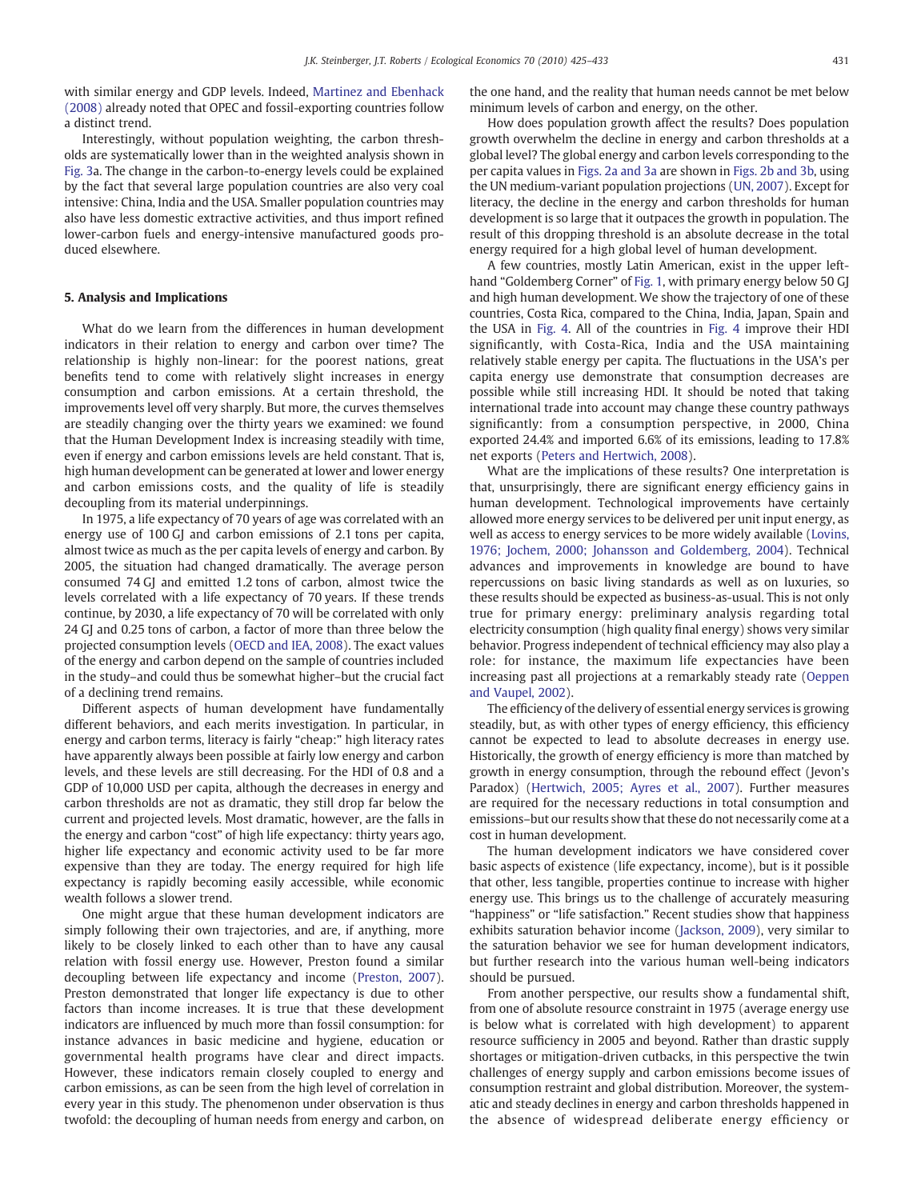with similar energy and GDP levels. Indeed, Martinez and Ebenhack (2008) already noted that OPEC and fossil-exporting countries follow a distinct trend.

Interestingly, without population weighting, the carbon thresholds are systematically lower than in the weighted analysis shown in Fig. 3a. The change in the carbon-to-energy levels could be explained by the fact that several large population countries are also very coal intensive: China, India and the USA. Smaller population countries may also have less domestic extractive activities, and thus import refined lower-carbon fuels and energy-intensive manufactured goods produced elsewhere.

## 5. Analysis and Implications

What do we learn from the differences in human development indicators in their relation to energy and carbon over time? The relationship is highly non-linear: for the poorest nations, great benefits tend to come with relatively slight increases in energy consumption and carbon emissions. At a certain threshold, the improvements level off very sharply. But more, the curves themselves are steadily changing over the thirty years we examined: we found that the Human Development Index is increasing steadily with time, even if energy and carbon emissions levels are held constant. That is, high human development can be generated at lower and lower energy and carbon emissions costs, and the quality of life is steadily decoupling from its material underpinnings.

In 1975, a life expectancy of 70 years of age was correlated with an energy use of 100 GJ and carbon emissions of 2.1 tons per capita, almost twice as much as the per capita levels of energy and carbon. By 2005, the situation had changed dramatically. The average person consumed 74 GJ and emitted 1.2 tons of carbon, almost twice the levels correlated with a life expectancy of 70 years. If these trends continue, by 2030, a life expectancy of 70 will be correlated with only 24 GJ and 0.25 tons of carbon, a factor of more than three below the projected consumption levels (OECD and IEA, 2008). The exact values of the energy and carbon depend on the sample of countries included in the study–and could thus be somewhat higher–but the crucial fact of a declining trend remains.

Different aspects of human development have fundamentally different behaviors, and each merits investigation. In particular, in energy and carbon terms, literacy is fairly "cheap:" high literacy rates have apparently always been possible at fairly low energy and carbon levels, and these levels are still decreasing. For the HDI of 0.8 and a GDP of 10,000 USD per capita, although the decreases in energy and carbon thresholds are not as dramatic, they still drop far below the current and projected levels. Most dramatic, however, are the falls in the energy and carbon "cost" of high life expectancy: thirty years ago, higher life expectancy and economic activity used to be far more expensive than they are today. The energy required for high life expectancy is rapidly becoming easily accessible, while economic wealth follows a slower trend.

One might argue that these human development indicators are simply following their own trajectories, and are, if anything, more likely to be closely linked to each other than to have any causal relation with fossil energy use. However, Preston found a similar decoupling between life expectancy and income (Preston, 2007). Preston demonstrated that longer life expectancy is due to other factors than income increases. It is true that these development indicators are influenced by much more than fossil consumption: for instance advances in basic medicine and hygiene, education or governmental health programs have clear and direct impacts. However, these indicators remain closely coupled to energy and carbon emissions, as can be seen from the high level of correlation in every year in this study. The phenomenon under observation is thus twofold: the decoupling of human needs from energy and carbon, on the one hand, and the reality that human needs cannot be met below minimum levels of carbon and energy, on the other.

How does population growth affect the results? Does population growth overwhelm the decline in energy and carbon thresholds at a global level? The global energy and carbon levels corresponding to the per capita values in Figs. 2a and 3a are shown in Figs. 2b and 3b, using the UN medium-variant population projections (UN, 2007). Except for literacy, the decline in the energy and carbon thresholds for human development is so large that it outpaces the growth in population. The result of this dropping threshold is an absolute decrease in the total energy required for a high global level of human development.

A few countries, mostly Latin American, exist in the upper left-hand "Goldemberg Corner" of Fig. 1, with primary energy below 50 GJ and high human development. We show the trajectory of one of these countries, Costa Rica, compared to the China, India, Japan, Spain and the USA in Fig. 4. All of the countries in Fig. 4 improve their HDI significantly, with Costa-Rica, India and the USA maintaining relatively stable energy per capita. The fluctuations in the USA's per capita energy use demonstrate that consumption decreases are possible while still increasing HDI. It should be noted that taking international trade into account may change these country pathways significantly: from a consumption perspective, in 2000, China exported 24.4% and imported 6.6% of its emissions, leading to 17.8% net exports (Peters and Hertwich, 2008).

What are the implications of these results? One interpretation is that, unsurprisingly, there are significant energy efficiency gains in human development. Technological improvements have certainly allowed more energy services to be delivered per unit input energy, as well as access to energy services to be more widely available (Lovins, 1976; Jochem, 2000; Johansson and Goldemberg, 2004). Technical advances and improvements in knowledge are bound to have repercussions on basic living standards as well as on luxuries, so these results should be expected as business-as-usual. This is not only true for primary energy: preliminary analysis regarding total electricity consumption (high quality final energy) shows very similar behavior. Progress independent of technical efficiency may also play a role: for instance, the maximum life expectancies have been increasing past all projections at a remarkably steady rate (Oeppen and Vaupel, 2002).

The efficiency of the delivery of essential energy services is growing steadily, but, as with other types of energy efficiency, this efficiency cannot be expected to lead to absolute decreases in energy use. Historically, the growth of energy efficiency is more than matched by growth in energy consumption, through the rebound effect (Jevon's Paradox) (Hertwich, 2005; Ayres et al., 2007). Further measures are required for the necessary reductions in total consumption and emissions–but our results show that these do not necessarily come at a cost in human development.

The human development indicators we have considered cover basic aspects of existence (life expectancy, income), but is it possible that other, less tangible, properties continue to increase with higher energy use. This brings us to the challenge of accurately measuring "happiness" or "life satisfaction." Recent studies show that happiness exhibits saturation behavior income (Jackson, 2009), very similar to the saturation behavior we see for human development indicators, but further research into the various human well-being indicators should be pursued.

From another perspective, our results show a fundamental shift, from one of absolute resource constraint in 1975 (average energy use is below what is correlated with high development) to apparent resource sufficiency in 2005 and beyond. Rather than drastic supply shortages or mitigation-driven cutbacks, in this perspective the twin challenges of energy supply and carbon emissions become issues of consumption restraint and global distribution. Moreover, the systematic and steady declines in energy and carbon thresholds happened in the absence of widespread deliberate energy efficiency or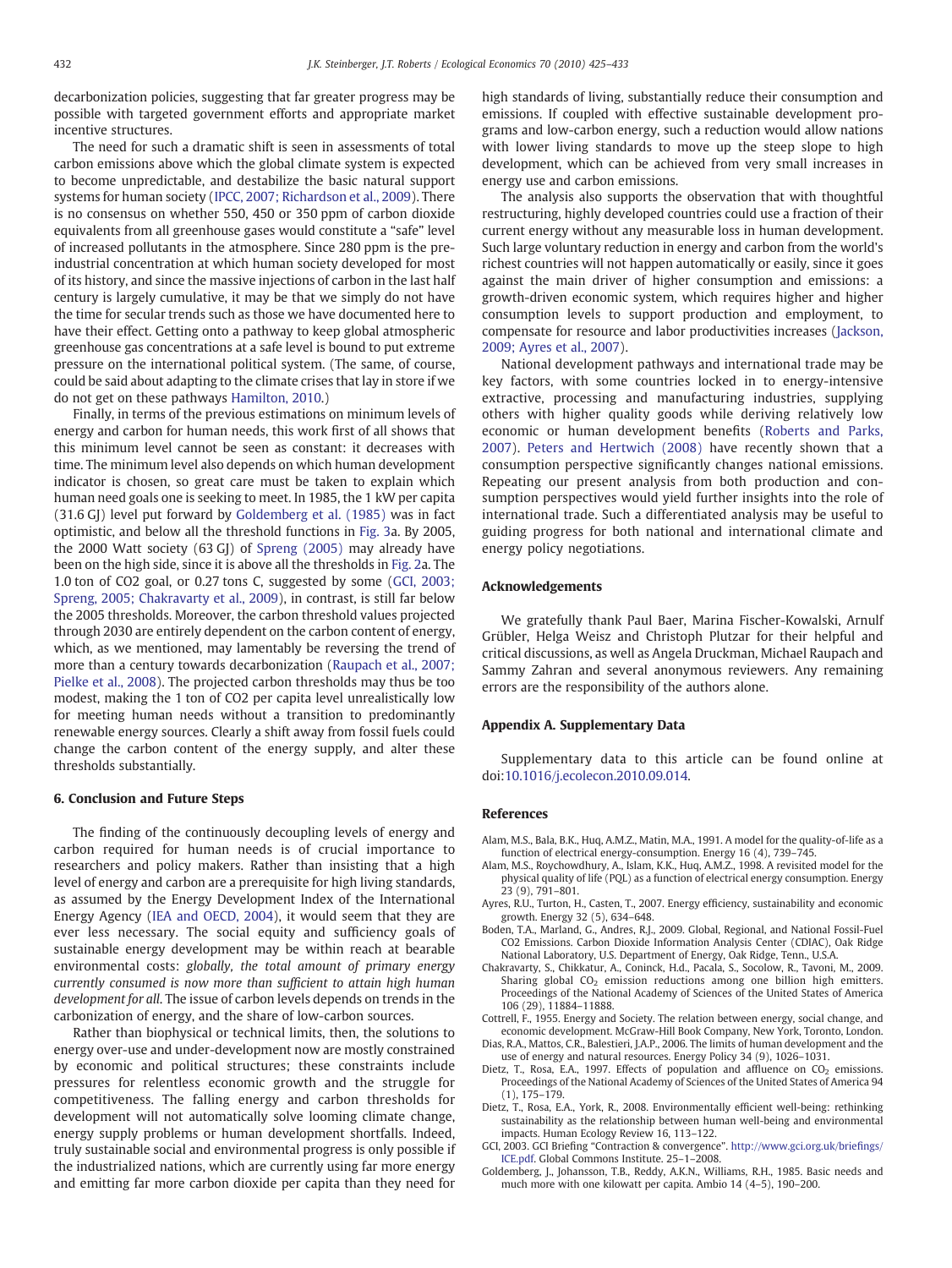decarbonization policies, suggesting that far greater progress may be possible with targeted government efforts and appropriate market incentive structures.

The need for such a dramatic shift is seen in assessments of total carbon emissions above which the global climate system is expected to become unpredictable, and destabilize the basic natural support systems for human society (IPCC, 2007; Richardson et al., 2009). There is no consensus on whether 550, 450 or 350 ppm of carbon dioxide equivalents from all greenhouse gases would constitute a "safe" level of increased pollutants in the atmosphere. Since 280 ppm is the pre-industrial concentration at which human society developed for most of its history, and since the massive injections of carbon in the last half century is largely cumulative, it may be that we simply do not have the time for secular trends such as those we have documented here to have their effect. Getting onto a pathway to keep global atmospheric greenhouse gas concentrations at a safe level is bound to put extreme pressure on the international political system. (The same, of course, could be said about adapting to the climate crises that lay in store if we do not get on these pathways Hamilton, 2010.)

Finally, in terms of the previous estimations on minimum levels of energy and carbon for human needs, this work first of all shows that this minimum level cannot be seen as constant: it decreases with time. The minimum level also depends on which human development indicator is chosen, so great care must be taken to explain which human need goals one is seeking to meet. In 1985, the 1 kW per capita (31.6 GJ) level put forward by Goldemberg et al. (1985) was in fact optimistic, and below all the threshold functions in Fig. 3a. By 2005, the 2000 Watt society (63 GJ) of Spreng (2005) may already have been on the high side, since it is above all the thresholds in Fig. 2a. The 1.0 ton of CO2 goal, or 0.27 tons C, suggested by some (GCI, 2003; Spreng, 2005; Chakravarty et al., 2009), in contrast, is still far below the 2005 thresholds. Moreover, the carbon threshold values projected through 2030 are entirely dependent on the carbon content of energy, which, as we mentioned, may lamentably be reversing the trend of more than a century towards decarbonization (Raupach et al., 2007; Pielke et al., 2008). The projected carbon thresholds may thus be too modest, making the 1 ton of CO2 per capita level unrealistically low for meeting human needs without a transition to predominantly renewable energy sources. Clearly a shift away from fossil fuels could change the carbon content of the energy supply, and alter these thresholds substantially.

## 6. Conclusion and Future Steps

The finding of the continuously decoupling levels of energy and carbon required for human needs is of crucial importance to researchers and policy makers. Rather than insisting that a high level of energy and carbon are a prerequisite for high living standards, as assumed by the Energy Development Index of the International Energy Agency (IEA and OECD, 2004), it would seem that they are ever less necessary. The social equity and sufficiency goals of sustainable energy development may be within reach at bearable environmental costs: *globally, the total amount of primary energy currently consumed is now more than sufficient to attain high human development for all*. The issue of carbon levels depends on trends in the carbonization of energy, and the share of low-carbon sources.

Rather than biophysical or technical limits, then, the solutions to energy over-use and under-development now are mostly constrained by economic and political structures; these constraints include pressures for relentless economic growth and the struggle for competitiveness. The falling energy and carbon thresholds for development will not automatically solve looming climate change, energy supply problems or human development shortfalls. Indeed, truly sustainable social and environmental progress is only possible if the industrialized nations, which are currently using far more energy and emitting far more carbon dioxide per capita than they need for high standards of living, substantially reduce their consumption and emissions. If coupled with effective sustainable development programs and low-carbon energy, such a reduction would allow nations with lower living standards to move up the steep slope to high development, which can be achieved from very small increases in energy use and carbon emissions.

The analysis also supports the observation that with thoughtful restructuring, highly developed countries could use a fraction of their current energy without any measurable loss in human development. Such large voluntary reduction in energy and carbon from the world's richest countries will not happen automatically or easily, since it goes against the main driver of higher consumption and emissions: a growth-driven economic system, which requires higher and higher consumption levels to support production and employment, to compensate for resource and labor productivities increases (Jackson, 2009; Ayres et al., 2007).

National development pathways and international trade may be key factors, with some countries locked in to energy-intensive extractive, processing and manufacturing industries, supplying others with higher quality goods while deriving relatively low economic or human development benefits (Roberts and Parks, 2007). Peters and Hertwich (2008) have recently shown that a consumption perspective significantly changes national emissions. Repeating our present analysis from both production and consumption perspectives would yield further insights into the role of international trade. Such a differentiated analysis may be useful to guiding progress for both national and international climate and energy policy negotiations.

## Acknowledgements

We gratefully thank Paul Baer, Marina Fischer-Kowalski, Arnulf Grübler, Helga Weisz and Christoph Plutzar for their helpful and critical discussions, as well as Angela Druckman, Michael Raupach and Sammy Zahran and several anonymous reviewers. Any remaining errors are the responsibility of the authors alone.

## Appendix A. Supplementary Data

Supplementary data to this article can be found online at doi:10.1016/j.ecolecon.2010.09.014.

## References

- Alam, M.S., Bala, B.K., Huq, A.M.Z., Matin, M.A., 1991. A model for the quality-of-life as a function of electrical energy-consumption. Energy 16 (4), 739–745.
- Alam, M.S., Roychowdhury, A., Islam, K.K., Huq, A.M.Z., 1998. A revisited model for the physical quality of life (PQL) as a function of electrical energy consumption. Energy 23 (9), 791–801.
- Ayres, R.U., Turton, H., Casten, T., 2007. Energy efficiency, sustainability and economic growth. Energy 32 (5), 634–648.
- Boden, T.A., Marland, G., Andres, R.J., 2009. Global, Regional, and National Fossil-Fuel CO2 Emissions. Carbon Dioxide Information Analysis Center (CDIAC), Oak Ridge National Laboratory, U.S. Department of Energy, Oak Ridge, Tenn., U.S.A.
- Chakravarty, S., Chikkatur, A., Coninck, H.d., Pacala, S., Socolow, R., Tavoni, M., 2009. Sharing global $CO_2$ emission reductions among one billion high emitters. Proceedings of the National Academy of Sciences of the United States of America 106 (29), 11884–11888.
- Cottrell, F., 1955. Energy and Society. The relation between energy, social change, and economic development. McGraw-Hill Book Company, New York, Toronto, London.
- Dias, R.A., Mattos, C.R., Balestieri, J.A.P., 2006. The limits of human development and the use of energy and natural resources. Energy Policy 34 (9), 1026–1031.
- Dietz, T., Rosa, E.A., 1997. Effects of population and affluence on $CO_2$ emissions. Proceedings of the National Academy of Sciences of the United States of America 94 (1), 175–179.
- Dietz, T., Rosa, E.A., York, R., 2008. Environmentally efficient well-being: rethinking sustainability as the relationship between human well-being and environmental impacts. Human Ecology Review 16, 113–122.
- GCI, 2003. GCI Briefing "Contraction & convergence". http://www.gci.org.uk/briefings/ICE.pdf. Global Commons Institute. 25–1–2008.
- Goldemberg, J., Johansson, T.B., Reddy, A.K.N., Williams, R.H., 1985. Basic needs and much more with one kilowatt per capita. Ambio 14 (4–5), 190–200.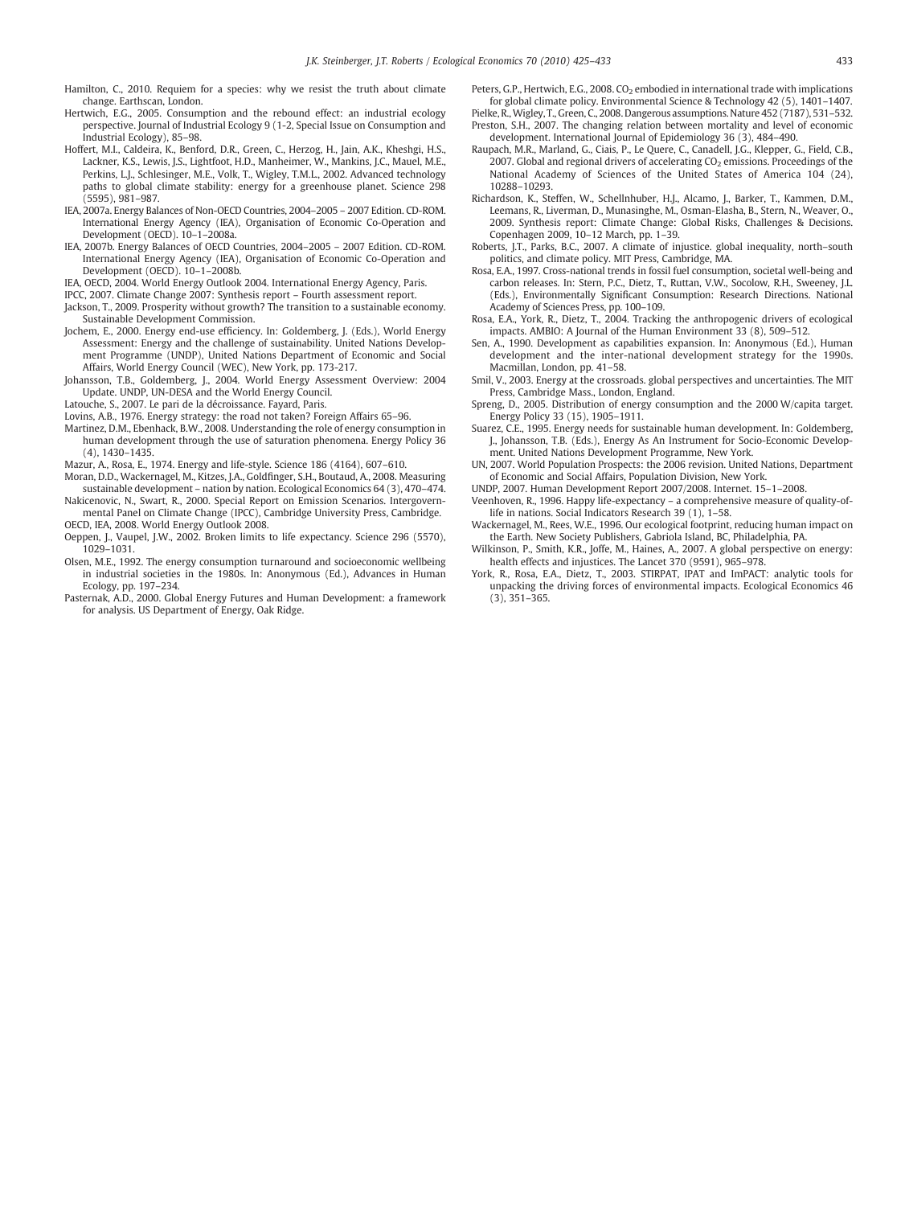Hamilton, C., 2010. Requiem for a species: why we resist the truth about climate change. Earthscan, London.

Hertwich, E.G., 2005. Consumption and the rebound effect: an industrial ecology perspective. Journal of Industrial Ecology 9 (1-2, Special Issue on Consumption and Industrial Ecology), 85–98.

Hoffert, M.I., Caldeira, K., Benford, D.R., Green, C., Herzog, H., Jain, A.K., Kheshgi, H.S., Lackner, K.S., Lewis, J.S., Lightfoot, H.D., Manheimer, W., Mankins, J.C., Mauel, M.E., Perkins, L.J., Schlesinger, M.E., Volk, T., Wigley, T.M.L., 2002. Advanced technology paths to global climate stability: energy for a greenhouse planet. Science 298 (5595), 981–987.

IEA, 2007a. Energy Balances of Non-OECD Countries, 2004–2005 – 2007 Edition. CD-ROM. International Energy Agency (IEA), Organisation of Economic Co-Operation and Development (OECD). 10–1–2008a.

IEA, 2007b. Energy Balances of OECD Countries, 2004–2005 – 2007 Edition. CD-ROM. International Energy Agency (IEA), Organisation of Economic Co-Operation and Development (OECD). 10–1–2008b.

IEA, OECD, 2004. World Energy Outlook 2004. International Energy Agency, Paris.

IPCC, 2007. Climate Change 2007: Synthesis report – Fourth assessment report.

Jackson, T., 2009. Prosperity without growth? The transition to a sustainable economy. Sustainable Development Commission.

Jochem, E., 2000. Energy end-use efficiency. In: Goldemberg, J. (Eds.), World Energy Assessment: Energy and the challenge of sustainability. United Nations Development Programme (UNDP), United Nations Department of Economic and Social Affairs, World Energy Council (WEC), New York, pp. 173-217.

Johansson, T.B., Goldemberg, J., 2004. World Energy Assessment Overview: 2004 Update. UNDP, UN-DESA and the World Energy Council.

Latouche, S., 2007. Le pari de la décroissance. Fayard, Paris.

Lovins, A.B., 1976. Energy strategy: the road not taken? Foreign Affairs 65–96.

Martinez, D.M., Ebenhack, B.W., 2008. Understanding the role of energy consumption in human development through the use of saturation phenomena. Energy Policy 36 (4), 1430–1435.

Mazur, A., Rosa, E., 1974. Energy and life-style. Science 186 (4164), 607–610.

Moran, D.D., Wackernagel, M., Kitzes, J.A., Goldfinger, S.H., Boutaud, A., 2008. Measuring sustainable development – nation by nation. Ecological Economics 64 (3), 470–474.

Nakicenovic, N., Swart, R., 2000. Special Report on Emission Scenarios. Intergovernmental Panel on Climate Change (IPCC), Cambridge University Press, Cambridge.

OECD, IEA, 2008. World Energy Outlook 2008.

Oeppen, J., Vaupel, J.W., 2002. Broken limits to life expectancy. Science 296 (5570), 1029–1031.

Olsen, M.E., 1992. The energy consumption turnaround and socioeconomic wellbeing in industrial societies in the 1980s. In: Anonymous (Ed.), Advances in Human Ecology, pp. 197–234.

Pasternak, A.D., 2000. Global Energy Futures and Human Development: a framework for analysis. US Department of Energy, Oak Ridge.

Peters, G.P., Hertwich, E.G., 2008. $CO_2$ embodied in international trade with implications for global climate policy. Environmental Science & Technology 42 (5), 1401–1407.

Pielke, R., Wigley, T., Green, C., 2008. Dangerous assumptions. Nature 452 (7187), 531–532.

Preston, S.H., 2007. The changing relation between mortality and level of economic development. International Journal of Epidemiology 36 (3), 484–490.

Raupach, M.R., Marland, G., Ciais, P., Le Quere, C., Canadell, J.G., Klepper, G., Field, C.B., 2007. Global and regional drivers of accelerating $CO_2$ emissions. Proceedings of the National Academy of Sciences of the United States of America 104 (24), 10288–10293.

Richardson, K., Steffen, W., Schellnhuber, H.J., Alcamo, J., Barker, T., Kammen, D.M., Leemans, R., Liverman, D., Munasinghe, M., Osman-Elasha, B., Stern, N., Weaver, O., 2009. Synthesis report: Climate Change: Global Risks, Challenges & Decisions. Copenhagen 2009, 10–12 March, pp. 1–39.

Roberts, J.T., Parks, B.C., 2007. A climate of injustice. global inequality, north–south politics, and climate policy. MIT Press, Cambridge, MA.

Rosa, E.A., 1997. Cross-national trends in fossil fuel consumption, societal well-being and carbon releases. In: Stern, P.C., Dietz, T., Ruttan, V.W., Socolow, R.H., Sweeney, J.L. (Eds.), Environmentally Significant Consumption: Research Directions. National Academy of Sciences Press, pp. 100–109.

Rosa, E.A., York, R., Dietz, T., 2004. Tracking the anthropogenic drivers of ecological impacts. AMBIO: A Journal of the Human Environment 33 (8), 509–512.

Sen, A., 1990. Development as capabilities expansion. In: Anonymous (Ed.), Human development and the inter-national development strategy for the 1990s. Macmillan, London, pp. 41–58.

Smil, V., 2003. Energy at the crossroads. global perspectives and uncertainties. The MIT Press, Cambridge Mass., London, England.

Spreng, D., 2005. Distribution of energy consumption and the 2000 W/capita target. Energy Policy 33 (15), 1905–1911.

Suarez, C.E., 1995. Energy needs for sustainable human development. In: Goldemberg, J., Johansson, T.B. (Eds.), Energy As An Instrument for Socio-Economic Development. United Nations Development Programme, New York.

UN, 2007. World Population Prospects: the 2006 revision. United Nations, Department of Economic and Social Affairs, Population Division, New York.

UNDP, 2007. Human Development Report 2007/2008. Internet. 15–1–2008.

Veenhoven, R., 1996. Happy life-expectancy – a comprehensive measure of quality-of-life in nations. Social Indicators Research 39 (1), 1–58.

Wackernagel, M., Rees, W.E., 1996. Our ecological footprint, reducing human impact on the Earth. New Society Publishers, Gabriola Island, BC, Philadelphia, PA.

Wilkinson, P., Smith, K.R., Joffe, M., Haines, A., 2007. A global perspective on energy: health effects and injustices. The Lancet 370 (9591), 965–978.

York, R., Rosa, E.A., Dietz, T., 2003. STIRPAT, IPAT and ImPACT: analytic tools for unpacking the driving forces of environmental impacts. Ecological Economics 46 (3), 351–365.